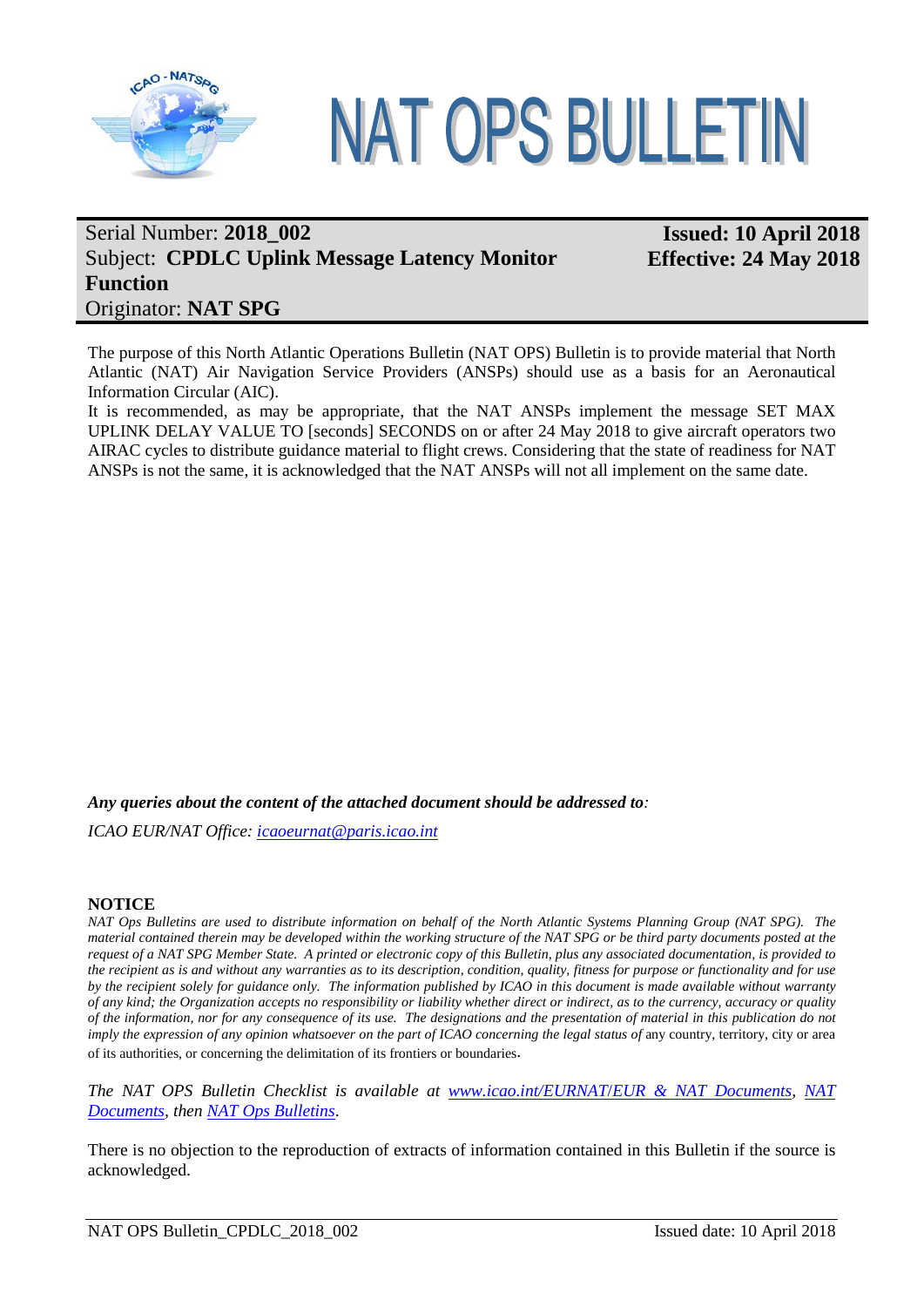# NAT OPS BULLETIN

Serial Number: **2018_002**
Subject: **CPDLC Uplink Message Latency Monitor Function**
Originator: **NAT SPG**

**Issued: 10 April 2018**
**Effective: 24 May 2018**

The purpose of this North Atlantic Operations Bulletin (NAT OPS) Bulletin is to provide material that North Atlantic (NAT) Air Navigation Service Providers (ANSPs) should use as a basis for an Aeronautical Information Circular (AIC).

It is recommended, as may be appropriate, that the NAT ANSPs implement the message SET MAX UPLINK DELAY VALUE TO [seconds] SECONDS on or after 24 May 2018 to give aircraft operators two AIRAC cycles to distribute guidance material to flight crews. Considering that the state of readiness for NAT ANSPs is not the same, it is acknowledged that the NAT ANSPs will not all implement on the same date.

***Any queries about the content of the attached document should be addressed to:***

*ICAO EUR/NAT Office: icaoeurnat@paris.icao.int*

**NOTICE**

*NAT Ops Bulletins are used to distribute information on behalf of the North Atlantic Systems Planning Group (NAT SPG). The material contained therein may be developed within the working structure of the NAT SPG or be third party documents posted at the request of a NAT SPG Member State. A printed or electronic copy of this Bulletin, plus any associated documentation, is provided to the recipient as is and without any warranties as to its description, condition, quality, fitness for purpose or functionality and for use by the recipient solely for guidance only. The information published by ICAO in this document is made available without warranty of any kind; the Organization accepts no responsibility or liability whether direct or indirect, as to the currency, accuracy or quality of the information, nor for any consequence of its use. The designations and the presentation of material in this publication do not imply the expression of any opinion whatsoever on the part of ICAO concerning the legal status of* any country, territory, city or area of its authorities, or concerning the delimitation of its frontiers or boundaries.

*The NAT OPS Bulletin Checklist is available at www.icao.int/EURNAT/EUR & NAT Documents, NAT Documents, then NAT Ops Bulletins.*

There is no objection to the reproduction of extracts of information contained in this Bulletin if the source is acknowledged.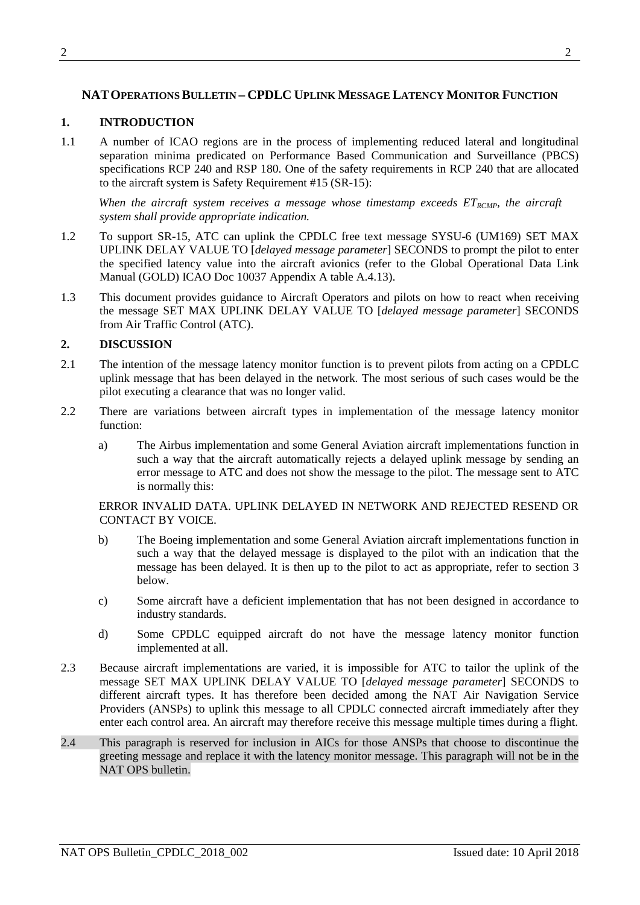## NAT OPERATIONS BULLETIN – CPDLC UPLINK MESSAGE LATENCY MONITOR FUNCTION

### 1. INTRODUCTION

1.1 A number of ICAO regions are in the process of implementing reduced lateral and longitudinal separation minima predicated on Performance Based Communication and Surveillance (PBCS) specifications RCP 240 and RSP 180. One of the safety requirements in RCP 240 that are allocated to the aircraft system is Safety Requirement #15 (SR-15):

*When the aircraft system receives a message whose timestamp exceeds $ET_{RCMP}$, the aircraft system shall provide appropriate indication.*

1.2 To support SR-15, ATC can uplink the CPDLC free text message SYSU-6 (UM169) SET MAX UPLINK DELAY VALUE TO [*delayed message parameter*] SECONDS to prompt the pilot to enter the specified latency value into the aircraft avionics (refer to the Global Operational Data Link Manual (GOLD) ICAO Doc 10037 Appendix A table A.4.13).

1.3 This document provides guidance to Aircraft Operators and pilots on how to react when receiving the message SET MAX UPLINK DELAY VALUE TO [*delayed message parameter*] SECONDS from Air Traffic Control (ATC).

### 2. DISCUSSION

2.1 The intention of the message latency monitor function is to prevent pilots from acting on a CPDLC uplink message that has been delayed in the network. The most serious of such cases would be the pilot executing a clearance that was no longer valid.

2.2 There are variations between aircraft types in implementation of the message latency monitor function:

a) The Airbus implementation and some General Aviation aircraft implementations function in such a way that the aircraft automatically rejects a delayed uplink message by sending an error message to ATC and does not show the message to the pilot. The message sent to ATC is normally this:

ERROR INVALID DATA. UPLINK DELAYED IN NETWORK AND REJECTED RESEND OR CONTACT BY VOICE.

b) The Boeing implementation and some General Aviation aircraft implementations function in such a way that the delayed message is displayed to the pilot with an indication that the message has been delayed. It is then up to the pilot to act as appropriate, refer to section 3 below.

c) Some aircraft have a deficient implementation that has not been designed in accordance to industry standards.

d) Some CPDLC equipped aircraft do not have the message latency monitor function implemented at all.

2.3 Because aircraft implementations are varied, it is impossible for ATC to tailor the uplink of the message SET MAX UPLINK DELAY VALUE TO [*delayed message parameter*] SECONDS to different aircraft types. It has therefore been decided among the NAT Air Navigation Service Providers (ANSPs) to uplink this message to all CPDLC connected aircraft immediately after they enter each control area. An aircraft may therefore receive this message multiple times during a flight.

2.4 This paragraph is reserved for inclusion in AICs for those ANSPs that choose to discontinue the greeting message and replace it with the latency monitor message. This paragraph will not be in the NAT OPS bulletin.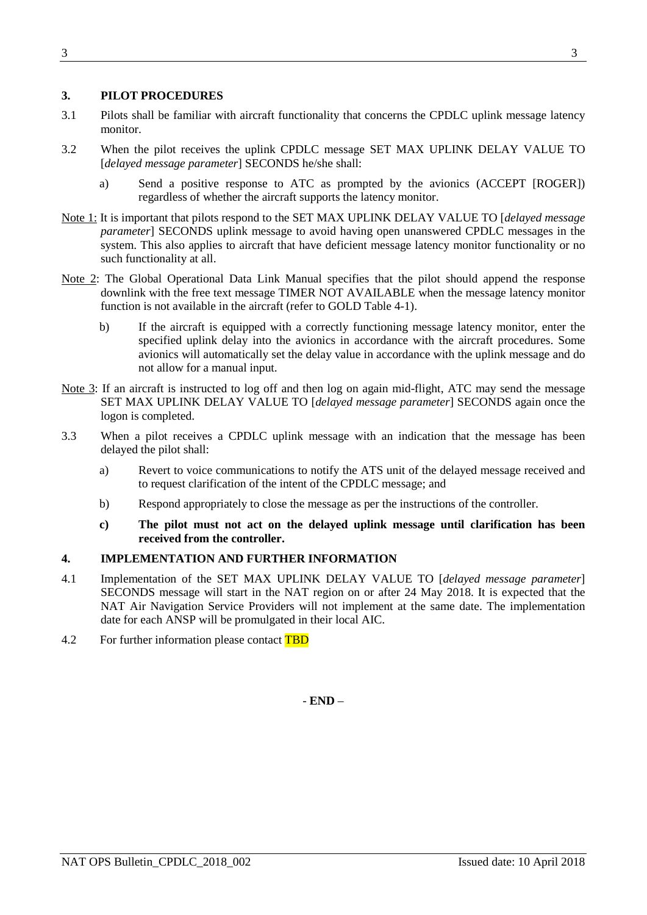## 3. PILOT PROCEDURES

3.1 Pilots shall be familiar with aircraft functionality that concerns the CPDLC uplink message latency monitor.

3.2 When the pilot receives the uplink CPDLC message SET MAX UPLINK DELAY VALUE TO [*delayed message parameter*] SECONDS he/she shall:

a) Send a positive response to ATC as prompted by the avionics (ACCEPT [ROGER]) regardless of whether the aircraft supports the latency monitor.

Note 1: It is important that pilots respond to the SET MAX UPLINK DELAY VALUE TO [*delayed message parameter*] SECONDS uplink message to avoid having open unanswered CPDLC messages in the system. This also applies to aircraft that have deficient message latency monitor functionality or no such functionality at all.

Note 2: The Global Operational Data Link Manual specifies that the pilot should append the response downlink with the free text message TIMER NOT AVAILABLE when the message latency monitor function is not available in the aircraft (refer to GOLD Table 4-1).

b) If the aircraft is equipped with a correctly functioning message latency monitor, enter the specified uplink delay into the avionics in accordance with the aircraft procedures. Some avionics will automatically set the delay value in accordance with the uplink message and do not allow for a manual input.

Note 3: If an aircraft is instructed to log off and then log on again mid-flight, ATC may send the message SET MAX UPLINK DELAY VALUE TO [*delayed message parameter*] SECONDS again once the logon is completed.

3.3 When a pilot receives a CPDLC uplink message with an indication that the message has been delayed the pilot shall:

a) Revert to voice communications to notify the ATS unit of the delayed message received and to request clarification of the intent of the CPDLC message; and

b) Respond appropriately to close the message as per the instructions of the controller.

**c) The pilot must not act on the delayed uplink message until clarification has been received from the controller.**

## 4. IMPLEMENTATION AND FURTHER INFORMATION

4.1 Implementation of the SET MAX UPLINK DELAY VALUE TO [*delayed message parameter*] SECONDS message will start in the NAT region on or after 24 May 2018. It is expected that the NAT Air Navigation Service Providers will not implement at the same date. The implementation date for each ANSP will be promulgated in their local AIC.

4.2 For further information please contact TBD

**- END –**